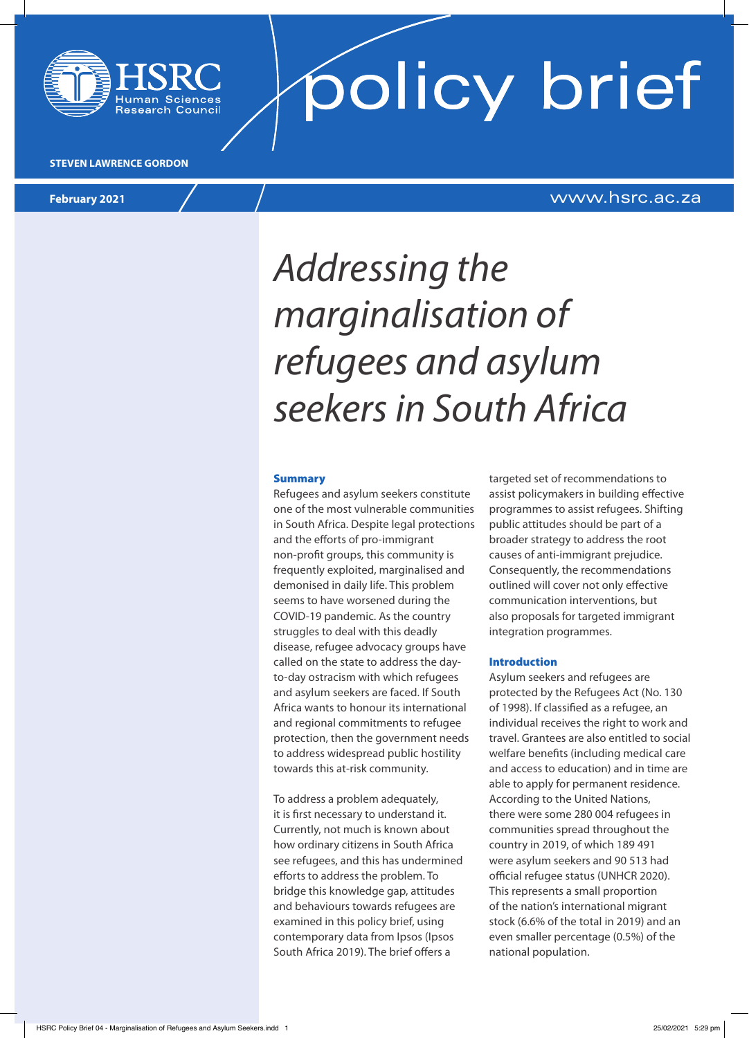HSRC Human Sciences Research Council

# policy brief

**STEVEN LAWRENCE GORDON**

**February 2021**

www.hsrc.ac.za

# *Addressing the marginalisation of refugees and asylum seekers in South Africa*

## Summary

Refugees and asylum seekers constitute one of the most vulnerable communities in South Africa. Despite legal protections and the efforts of pro-immigrant non-profit groups, this community is frequently exploited, marginalised and demonised in daily life. This problem seems to have worsened during the COVID-19 pandemic. As the country struggles to deal with this deadly disease, refugee advocacy groups have called on the state to address the day-to-day ostracism with which refugees and asylum seekers are faced. If South Africa wants to honour its international and regional commitments to refugee protection, then the government needs to address widespread public hostility towards this at-risk community.

To address a problem adequately, it is first necessary to understand it. Currently, not much is known about how ordinary citizens in South Africa see refugees, and this has undermined efforts to address the problem. To bridge this knowledge gap, attitudes and behaviours towards refugees are examined in this policy brief, using contemporary data from Ipsos (Ipsos South Africa 2019). The brief offers a targeted set of recommendations to assist policymakers in building effective programmes to assist refugees. Shifting public attitudes should be part of a broader strategy to address the root causes of anti-immigrant prejudice. Consequently, the recommendations outlined will cover not only effective communication interventions, but also proposals for targeted immigrant integration programmes.

## Introduction

Asylum seekers and refugees are protected by the Refugees Act (No. 130 of 1998). If classified as a refugee, an individual receives the right to work and travel. Grantees are also entitled to social welfare benefits (including medical care and access to education) and in time are able to apply for permanent residence. According to the United Nations, there were some 280 004 refugees in communities spread throughout the country in 2019, of which 189 491 were asylum seekers and 90 513 had official refugee status (UNHCR 2020). This represents a small proportion of the nation's international migrant stock (6.6% of the total in 2019) and an even smaller percentage (0.5%) of the national population.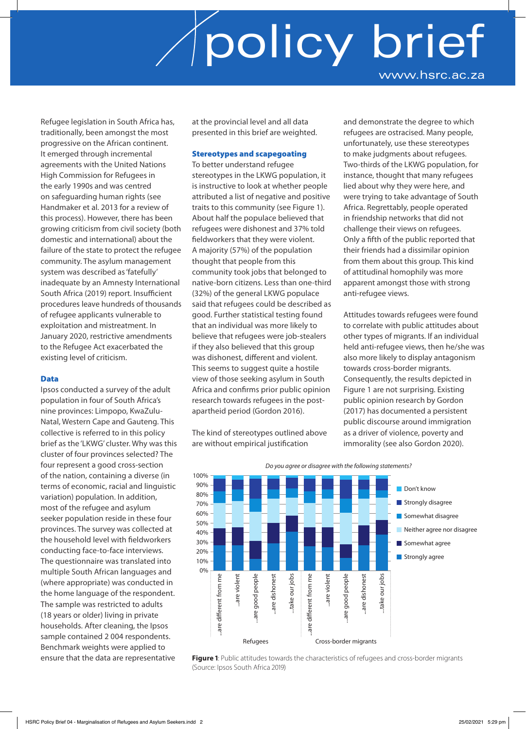Refugee legislation in South Africa has, traditionally, been amongst the most progressive on the African continent. It emerged through incremental agreements with the United Nations High Commission for Refugees in the early 1990s and was centred on safeguarding human rights (see Handmaker et al. 2013 for a review of this process). However, there has been growing criticism from civil society (both domestic and international) about the failure of the state to protect the refugee community. The asylum management system was described as 'fatefully' inadequate by an Amnesty International South Africa (2019) report. Insufficient procedures leave hundreds of thousands of refugee applicants vulnerable to exploitation and mistreatment. In January 2020, restrictive amendments to the Refugee Act exacerbated the existing level of criticism.

## Data

Ipsos conducted a survey of the adult population in four of South Africa's nine provinces: Limpopo, KwaZulu-Natal, Western Cape and Gauteng. This collective is referred to in this policy brief as the 'LKWG' cluster. Why was this cluster of four provinces selected? The four represent a good cross-section of the nation, containing a diverse (in terms of economic, racial and linguistic variation) population. In addition, most of the refugee and asylum seeker population reside in these four provinces. The survey was collected at the household level with fieldworkers conducting face-to-face interviews. The questionnaire was translated into multiple South African languages and (where appropriate) was conducted in the home language of the respondent. The sample was restricted to adults (18 years or older) living in private households. After cleaning, the Ipsos sample contained 2 004 respondents. Benchmark weights were applied to ensure that the data are representative at the provincial level and all data presented in this brief are weighted.

## Stereotypes and scapegoating

To better understand refugee stereotypes in the LKWG population, it is instructive to look at whether people attributed a list of negative and positive traits to this community (see Figure 1). About half the populace believed that refugees were dishonest and 37% told fieldworkers that they were violent. A majority (57%) of the population thought that people from this community took jobs that belonged to native-born citizens. Less than one-third (32%) of the general LKWG populace said that refugees could be described as good. Further statistical testing found that an individual was more likely to believe that refugees were job-stealers if they also believed that this group was dishonest, different and violent. This seems to suggest quite a hostile view of those seeking asylum in South Africa and confirms prior public opinion research towards refugees in the post-apartheid period (Gordon 2016).

The kind of stereotypes outlined above are without empirical justification and demonstrate the degree to which refugees are ostracised. Many people, unfortunately, use these stereotypes to make judgments about refugees. Two-thirds of the LKWG population, for instance, thought that many refugees lied about why they were here, and were trying to take advantage of South Africa. Regrettably, people operated in friendship networks that did not challenge their views on refugees. Only a fifth of the public reported that their friends had a dissimilar opinion from them about this group. This kind of attitudinal homophily was more apparent amongst those with strong anti-refugee views.

Attitudes towards refugees were found to correlate with public attitudes about other types of migrants. If an individual held anti-refugee views, then he/she was also more likely to display antagonism towards cross-border migrants. Consequently, the results depicted in Figure 1 are not surprising. Existing public opinion research by Gordon (2017) has documented a persistent public discourse around immigration as a driver of violence, poverty and immorality (see also Gordon 2020).

*Do you agree or disagree with the following statements?*

**Figure 1**: Public attitudes towards the characteristics of refugees and cross-border migrants (Source: Ipsos South Africa 2019)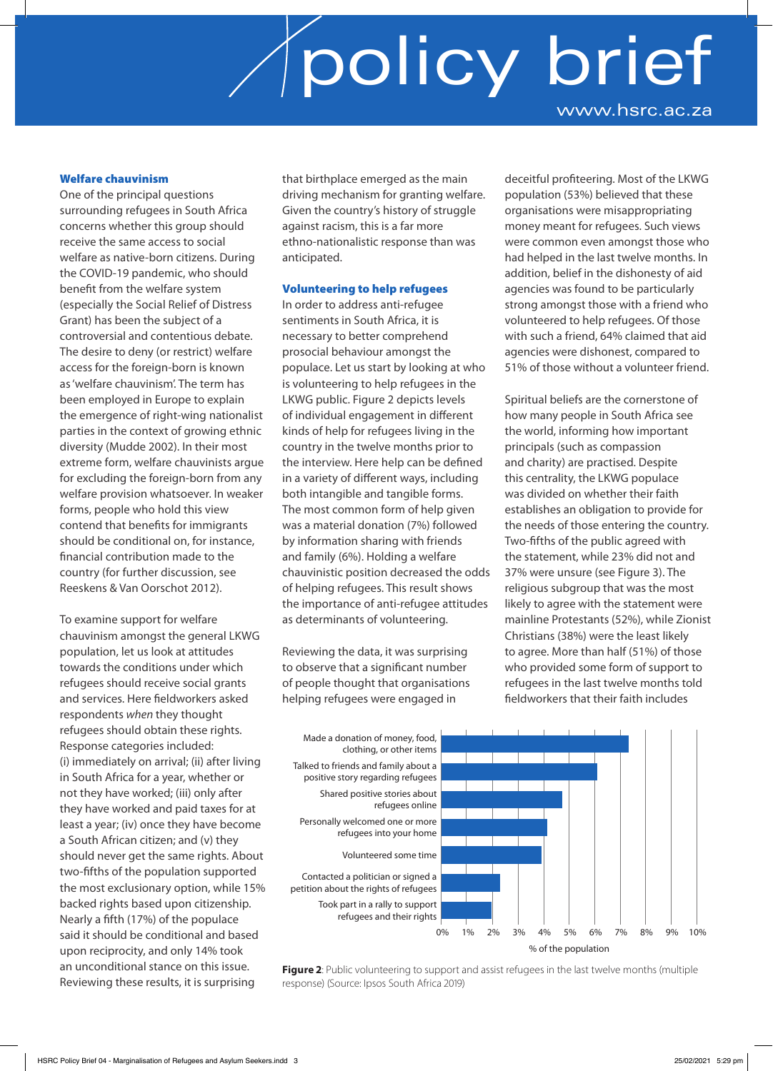## Welfare chauvinism

One of the principal questions surrounding refugees in South Africa concerns whether this group should receive the same access to social welfare as native-born citizens. During the COVID-19 pandemic, who should benefit from the welfare system (especially the Social Relief of Distress Grant) has been the subject of a controversial and contentious debate. The desire to deny (or restrict) welfare access for the foreign-born is known as 'welfare chauvinism'. The term has been employed in Europe to explain the emergence of right-wing nationalist parties in the context of growing ethnic diversity (Mudde 2002). In their most extreme form, welfare chauvinists argue for excluding the foreign-born from any welfare provision whatsoever. In weaker forms, people who hold this view contend that benefits for immigrants should be conditional on, for instance, financial contribution made to the country (for further discussion, see Reeskens & Van Oorschot 2012).

To examine support for welfare chauvinism amongst the general LKWG population, let us look at attitudes towards the conditions under which refugees should receive social grants and services. Here fieldworkers asked respondents *when* they thought refugees should obtain these rights. Response categories included: (i) immediately on arrival; (ii) after living in South Africa for a year, whether or not they have worked; (iii) only after they have worked and paid taxes for at least a year; (iv) once they have become a South African citizen; and (v) they should never get the same rights. About two-fifths of the population supported the most exclusionary option, while 15% backed rights based upon citizenship. Nearly a fifth (17%) of the populace said it should be conditional and based upon reciprocity, and only 14% took an unconditional stance on this issue. Reviewing these results, it is surprising that birthplace emerged as the main driving mechanism for granting welfare. Given the country's history of struggle against racism, this is a far more ethno-nationalistic response than was anticipated.

## Volunteering to help refugees

In order to address anti-refugee sentiments in South Africa, it is necessary to better comprehend prosocial behaviour amongst the populace. Let us start by looking at who is volunteering to help refugees in the LKWG public. Figure 2 depicts levels of individual engagement in different kinds of help for refugees living in the country in the twelve months prior to the interview. Here help can be defined in a variety of different ways, including both intangible and tangible forms. The most common form of help given was a material donation (7%) followed by information sharing with friends and family (6%). Holding a welfare chauvinistic position decreased the odds of helping refugees. This result shows the importance of anti-refugee attitudes as determinants of volunteering.

Reviewing the data, it was surprising to observe that a significant number of people thought that organisations helping refugees were engaged in deceitful profiteering. Most of the LKWG population (53%) believed that these organisations were misappropriating money meant for refugees. Such views were common even amongst those who had helped in the last twelve months. In addition, belief in the dishonesty of aid agencies was found to be particularly strong amongst those with a friend who volunteered to help refugees. Of those with such a friend, 64% claimed that aid agencies were dishonest, compared to 51% of those without a volunteer friend.

Spiritual beliefs are the cornerstone of how many people in South Africa see the world, informing how important principals (such as compassion and charity) are practised. Despite this centrality, the LKWG populace was divided on whether their faith establishes an obligation to provide for the needs of those entering the country. Two-fifths of the public agreed with the statement, while 23% did not and 37% were unsure (see Figure 3). The religious subgroup that was the most likely to agree with the statement were mainline Protestants (52%), while Zionist Christians (38%) were the least likely to agree. More than half (51%) of those who provided some form of support to refugees in the last twelve months told fieldworkers that their faith includes

| Activity | % of the population (approx.) |
|---|---|
| Made a donation of money, food, clothing, or other items | ~7.3% |
| Talked to friends and family about a positive story regarding refugees | ~6.1% |
| Shared positive stories about refugees online | ~4.7% |
| Personally welcomed one or more refugees into your home | ~4.1% |
| Volunteered some time | ~3.9% |
| Contacted a politician or signed a petition about the rights of refugees | ~2.2% |
| Took part in a rally to support refugees and their rights | ~1.9% |

**Figure 2**: Public volunteering to support and assist refugees in the last twelve months (multiple response) (Source: Ipsos South Africa 2019)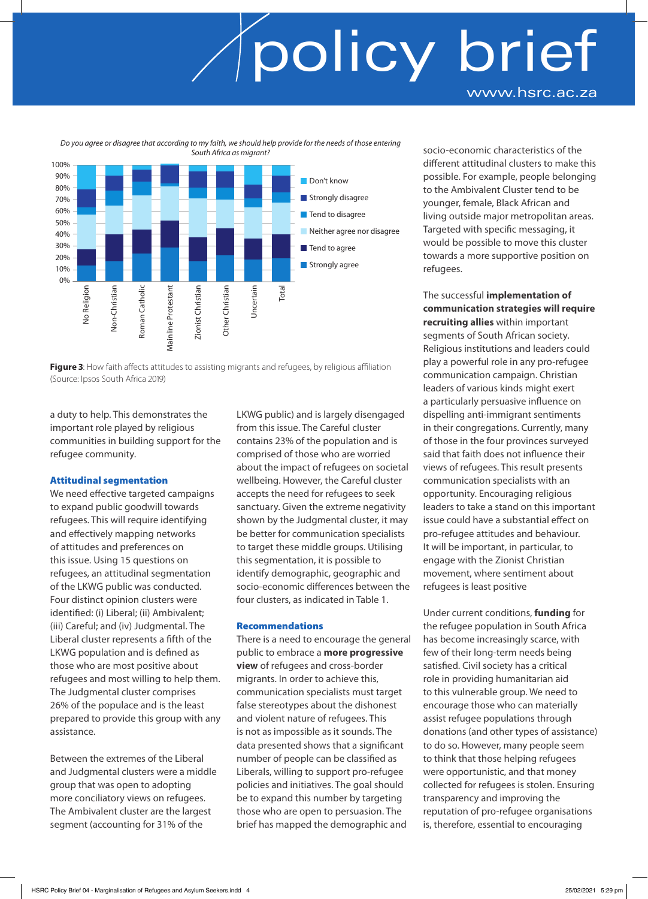*Do you agree or disagree that according to my faith, we should help provide for the needs of those entering South Africa as migrant?*

**Figure 3**: How faith affects attitudes to assisting migrants and refugees, by religious affiliation (Source: Ipsos South Africa 2019)

a duty to help. This demonstrates the important role played by religious communities in building support for the refugee community.

### Attitudinal segmentation

We need effective targeted campaigns to expand public goodwill towards refugees. This will require identifying and effectively mapping networks of attitudes and preferences on this issue. Using 15 questions on refugees, an attitudinal segmentation of the LKWG public was conducted. Four distinct opinion clusters were identified: (i) Liberal; (ii) Ambivalent; (iii) Careful; and (iv) Judgmental. The Liberal cluster represents a fifth of the LKWG population and is defined as those who are most positive about refugees and most willing to help them. The Judgmental cluster comprises 26% of the populace and is the least prepared to provide this group with any assistance.

Between the extremes of the Liberal and Judgmental clusters were a middle group that was open to adopting more conciliatory views on refugees. The Ambivalent cluster are the largest segment (accounting for 31% of the LKWG public) and is largely disengaged from this issue. The Careful cluster contains 23% of the population and is comprised of those who are worried about the impact of refugees on societal wellbeing. However, the Careful cluster accepts the need for refugees to seek sanctuary. Given the extreme negativity shown by the Judgmental cluster, it may be better for communication specialists to target these middle groups. Utilising this segmentation, it is possible to identify demographic, geographic and socio-economic differences between the four clusters, as indicated in Table 1.

### Recommendations

There is a need to encourage the general public to embrace a **more progressive view** of refugees and cross-border migrants. In order to achieve this, communication specialists must target false stereotypes about the dishonest and violent nature of refugees. This is not as impossible as it sounds. The data presented shows that a significant number of people can be classified as Liberals, willing to support pro-refugee policies and initiatives. The goal should be to expand this number by targeting those who are open to persuasion. The brief has mapped the demographic and socio-economic characteristics of the different attitudinal clusters to make this possible. For example, people belonging to the Ambivalent Cluster tend to be younger, female, Black African and living outside major metropolitan areas. Targeted with specific messaging, it would be possible to move this cluster towards a more supportive position on refugees.

The successful **implementation of communication strategies will require recruiting allies** within important segments of South African society. Religious institutions and leaders could play a powerful role in any pro-refugee communication campaign. Christian leaders of various kinds might exert a particularly persuasive influence on dispelling anti-immigrant sentiments in their congregations. Currently, many of those in the four provinces surveyed said that faith does not influence their views of refugees. This result presents communication specialists with an opportunity. Encouraging religious leaders to take a stand on this important issue could have a substantial effect on pro-refugee attitudes and behaviour. It will be important, in particular, to engage with the Zionist Christian movement, where sentiment about refugees is least positive

Under current conditions, **funding** for the refugee population in South Africa has become increasingly scarce, with few of their long-term needs being satisfied. Civil society has a critical role in providing humanitarian aid to this vulnerable group. We need to encourage those who can materially assist refugee populations through donations (and other types of assistance) to do so. However, many people seem to think that those helping refugees were opportunistic, and that money collected for refugees is stolen. Ensuring transparency and improving the reputation of pro-refugee organisations is, therefore, essential to encouraging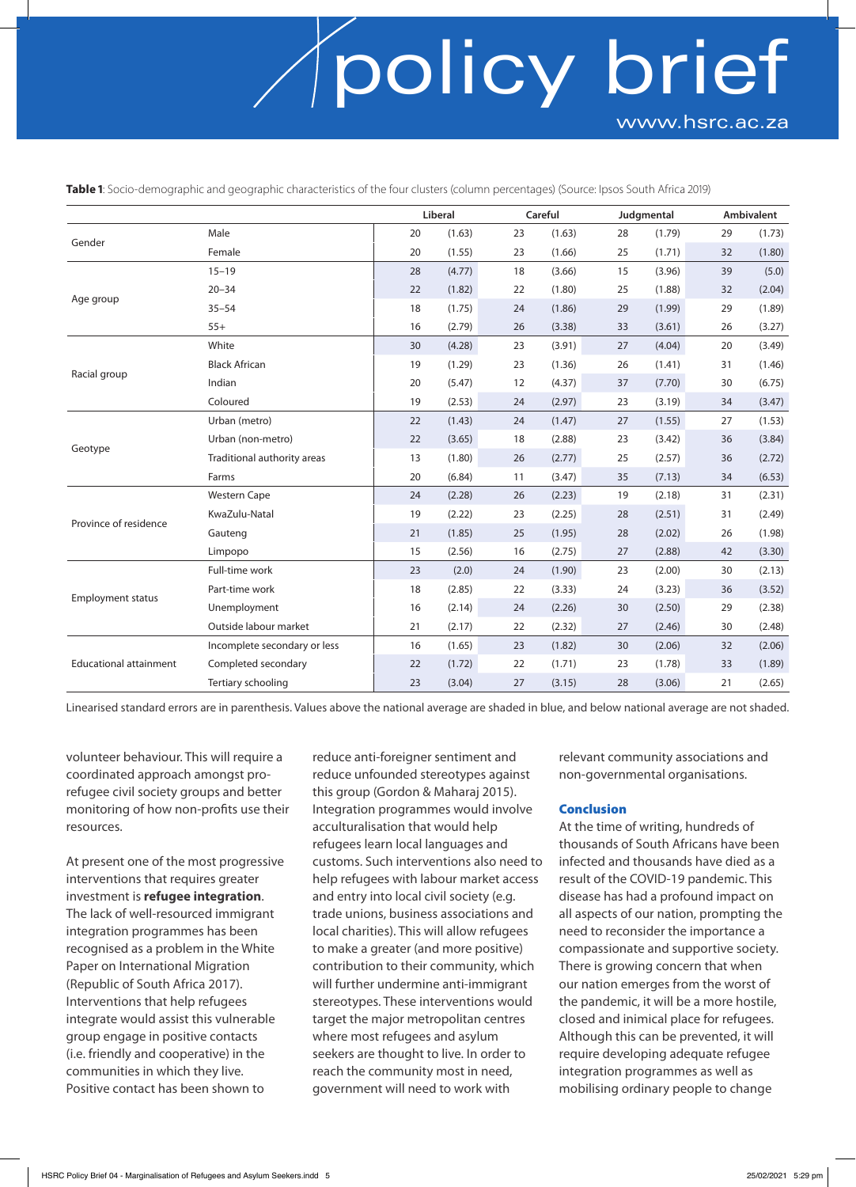**Table 1**: Socio-demographic and geographic characteristics of the four clusters (column percentages) (Source: Ipsos South Africa 2019)

| | | Liberal | | Careful | | Judgmental | | Ambivalent | |
|---|---|---|---|---|---|---|---|---|---|
| Gender | Male | 20 | (1.63) | 23 | (1.63) | 28 | (1.79) | 29 | (1.73) |
| | Female | 20 | (1.55) | 23 | (1.66) | 25 | (1.71) | 32 | (1.80) |
| Age group | 15–19 | 28 | (4.77) | 18 | (3.66) | 15 | (3.96) | 39 | (5.0) |
| | 20–34 | 22 | (1.82) | 22 | (1.80) | 25 | (1.88) | 32 | (2.04) |
| | 35–54 | 18 | (1.75) | 24 | (1.86) | 29 | (1.99) | 29 | (1.89) |
| | 55+ | 16 | (2.79) | 26 | (3.38) | 33 | (3.61) | 26 | (3.27) |
| Racial group | White | 30 | (4.28) | 23 | (3.91) | 27 | (4.04) | 20 | (3.49) |
| | Black African | 19 | (1.29) | 23 | (1.36) | 26 | (1.41) | 31 | (1.46) |
| | Indian | 20 | (5.47) | 12 | (4.37) | 37 | (7.70) | 30 | (6.75) |
| | Coloured | 19 | (2.53) | 24 | (2.97) | 23 | (3.19) | 34 | (3.47) |
| Geotype | Urban (metro) | 22 | (1.43) | 24 | (1.47) | 27 | (1.55) | 27 | (1.53) |
| | Urban (non-metro) | 22 | (3.65) | 18 | (2.88) | 23 | (3.42) | 36 | (3.84) |
| | Traditional authority areas | 13 | (1.80) | 26 | (2.77) | 25 | (2.57) | 36 | (2.72) |
| | Farms | 20 | (6.84) | 11 | (3.47) | 35 | (7.13) | 34 | (6.53) |
| Province of residence | Western Cape | 24 | (2.28) | 26 | (2.23) | 19 | (2.18) | 31 | (2.31) |
| | KwaZulu-Natal | 19 | (2.22) | 23 | (2.25) | 28 | (2.51) | 31 | (2.49) |
| | Gauteng | 21 | (1.85) | 25 | (1.95) | 28 | (2.02) | 26 | (1.98) |
| | Limpopo | 15 | (2.56) | 16 | (2.75) | 27 | (2.88) | 42 | (3.30) |
| Employment status | Full-time work | 23 | (2.0) | 24 | (1.90) | 23 | (2.00) | 30 | (2.13) |
| | Part-time work | 18 | (2.85) | 22 | (3.33) | 24 | (3.23) | 36 | (3.52) |
| | Unemployment | 16 | (2.14) | 24 | (2.26) | 30 | (2.50) | 29 | (2.38) |
| | Outside labour market | 21 | (2.17) | 22 | (2.32) | 27 | (2.46) | 30 | (2.48) |
| Educational attainment | Incomplete secondary or less | 16 | (1.65) | 23 | (1.82) | 30 | (2.06) | 32 | (2.06) |
| | Completed secondary | 22 | (1.72) | 22 | (1.71) | 23 | (1.78) | 33 | (1.89) |
| | Tertiary schooling | 23 | (3.04) | 27 | (3.15) | 28 | (3.06) | 21 | (2.65) |

Linearised standard errors are in parenthesis. Values above the national average are shaded in blue, and below national average are not shaded.

volunteer behaviour. This will require a coordinated approach amongst pro-refugee civil society groups and better monitoring of how non-profits use their resources.

At present one of the most progressive interventions that requires greater investment is **refugee integration**. The lack of well-resourced immigrant integration programmes has been recognised as a problem in the White Paper on International Migration (Republic of South Africa 2017). Interventions that help refugees integrate would assist this vulnerable group engage in positive contacts (i.e. friendly and cooperative) in the communities in which they live. Positive contact has been shown to reduce anti-foreigner sentiment and reduce unfounded stereotypes against this group (Gordon & Maharaj 2015). Integration programmes would involve acculturalisation that would help refugees learn local languages and customs. Such interventions also need to help refugees with labour market access and entry into local civil society (e.g. trade unions, business associations and local charities). This will allow refugees to make a greater (and more positive) contribution to their community, which will further undermine anti-immigrant stereotypes. These interventions would target the major metropolitan centres where most refugees and asylum seekers are thought to live. In order to reach the community most in need, government will need to work with relevant community associations and non-governmental organisations.

## Conclusion

At the time of writing, hundreds of thousands of South Africans have been infected and thousands have died as a result of the COVID-19 pandemic. This disease has had a profound impact on all aspects of our nation, prompting the need to reconsider the importance a compassionate and supportive society. There is growing concern that when our nation emerges from the worst of the pandemic, it will be a more hostile, closed and inimical place for refugees. Although this can be prevented, it will require developing adequate refugee integration programmes as well as mobilising ordinary people to change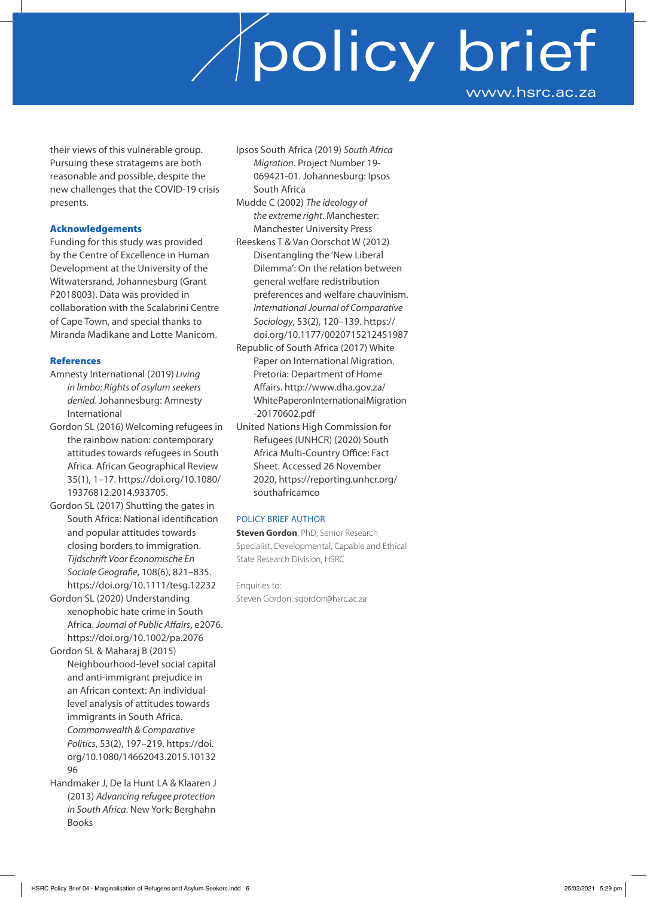their views of this vulnerable group. Pursuing these stratagems are both reasonable and possible, despite the new challenges that the COVID-19 crisis presents.

## Acknowledgements

Funding for this study was provided by the Centre of Excellence in Human Development at the University of the Witwatersrand, Johannesburg (Grant P2018003). Data was provided in collaboration with the Scalabrini Centre of Cape Town, and special thanks to Miranda Madikane and Lotte Manicom.

## References

Amnesty International (2019) *Living in limbo: Rights of asylum seekers denied*. Johannesburg: Amnesty International

Gordon SL (2016) Welcoming refugees in the rainbow nation: contemporary attitudes towards refugees in South Africa. African Geographical Review 35(1), 1–17. https://doi.org/10.1080/19376812.2014.933705.

Gordon SL (2017) Shutting the gates in South Africa: National identification and popular attitudes towards closing borders to immigration. *Tijdschrift Voor Economische En Sociale Geografie*, 108(6), 821–835. https://doi.org/10.1111/tesg.12232

Gordon SL (2020) Understanding xenophobic hate crime in South Africa. *Journal of Public Affairs*, e2076. https://doi.org/10.1002/pa.2076

Gordon SL & Maharaj B (2015) Neighbourhood-level social capital and anti-immigrant prejudice in an African context: An individual-level analysis of attitudes towards immigrants in South Africa. *Commonwealth & Comparative Politics*, 53(2), 197–219. https://doi.org/10.1080/14662043.2015.1013296

Handmaker J, De la Hunt LA & Klaaren J (2013) *Advancing refugee protection in South Africa*. New York: Berghahn Books

Ipsos South Africa (2019) *South Africa Migration*. Project Number 19-069421-01. Johannesburg: Ipsos South Africa

Mudde C (2002) *The ideology of the extreme right*. Manchester: Manchester University Press

Reeskens T & Van Oorschot W (2012) Disentangling the 'New Liberal Dilemma': On the relation between general welfare redistribution preferences and welfare chauvinism. *International Journal of Comparative Sociology*, 53(2), 120–139. https://doi.org/10.1177/0020715212451987

Republic of South Africa (2017) White Paper on International Migration. Pretoria: Department of Home Affairs. http://www.dha.gov.za/WhitePaperonInternationalMigration-20170602.pdf

United Nations High Commission for Refugees (UNHCR) (2020) South Africa Multi-Country Office: Fact Sheet. Accessed 26 November 2020, https://reporting.unhcr.org/southafricamco

POLICY BRIEF AUTHOR

**Steven Gordon**, PhD; Senior Research Specialist, Developmental, Capable and Ethical State Research Division, HSRC

Enquiries to:
Steven Gordon: sgordon@hsrc.ac.za